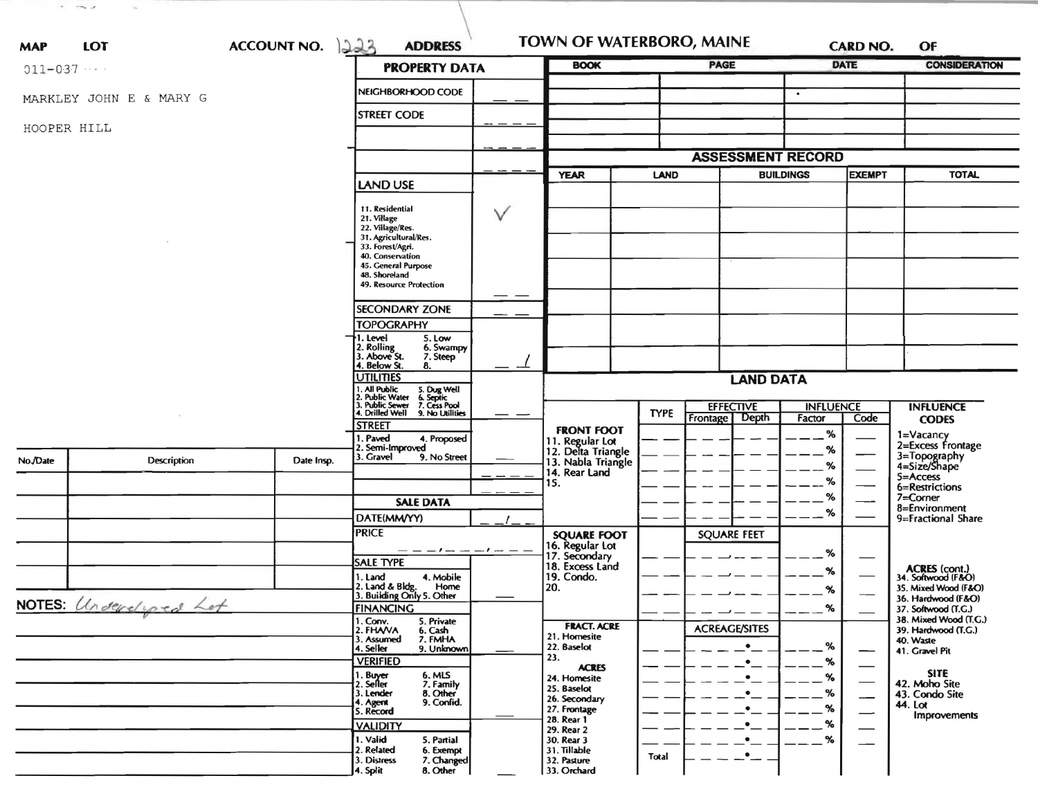**MAP** **LOT** **ACCOUNT NO.** 1223 **ADDRESS**

# TOWN OF WATERBORO, MAINE

**CARD NO.** **OF**

011-037

MARKLEY JOHN E & MARY G

HOOPER HILL

## PROPERTY DATA

| | |
|---|---|
| NEIGHBORHOOD CODE | |
| STREET CODE | |
| | |
| | |
| LAND USE<br>11. Residential<br>21. Village<br>22. Village/Res.<br>31. Agricultural/Res.<br>33. Forest/Agri.<br>40. Conservation<br>45. General Purpose<br>48. Shoreland<br>49. Resource Protection | ✓ |
| SECONDARY ZONE | |
| TOPOGRAPHY<br>1. Level 5. Low<br>2. Rolling 6. Swampy<br>3. Above St. 7. Steep<br>4. Below St. 8. | 1 |
| UTILITIES<br>1. All Public 5. Dug Well<br>2. Public Water 6. Septic<br>3. Public Sewer 7. Cess Pool<br>4. Drilled Well 9. No Utilities | |
| STREET<br>1. Paved 4. Proposed<br>2. Semi-Improved<br>3. Gravel 9. No Street | |

| Book | Page | Date | Consideration |
|---|---|---|---|
| | | | |
| | | | |
| | | | |
| | | | |

## ASSESSMENT RECORD

| YEAR | LAND | BUILDINGS | EXEMPT | TOTAL |
|---|---|---|---|---|
| | | | | |

| No./Date | Description | Date Insp. |
|---|---|---|
| | | |
| | | |
| | | |
| | | |
| | | |

**NOTES:** Undeveloped Lot

## SALE DATA

DATE(MM/YY)

PRICE

SALE TYPE
1. Land 4. Mobile Home
2. Land & Bldg. 5. Other
3. Building Only

FINANCING
1. Conv. 5. Private
2. FHA/VA 6. Cash
3. Assumed 7. FMHA
4. Seller 9. Unknown

VERIFIED
1. Buyer 6. MLS
2. Seller 7. Family
3. Lender 8. Other
4. Agent 9. Confid.
5. Record

VALIDITY
1. Valid 5. Partial
2. Related 6. Exempt
3. Distress 7. Changed
4. Split 8. Other

## LAND DATA

| | TYPE | EFFECTIVE Frontage | EFFECTIVE Depth | INFLUENCE Factor | INFLUENCE Code |
|---|---|---|---|---|---|
| FRONT FOOT<br>11. Regular Lot<br>12. Delta Triangle<br>13. Nabla Triangle<br>14. Rear Land<br>15. | | | | % | |
| SQUARE FOOT<br>16. Regular Lot<br>17. Secondary<br>18. Excess Land<br>19. Condo.<br>20. | | SQUARE FEET | | % | |
| FRACT. ACRE<br>21. Homesite<br>22. Baselot<br>23.<br>ACRES<br>24. Homesite<br>25. Baselot<br>26. Secondary<br>27. Frontage<br>28. Rear 1<br>29. Rear 2<br>30. Rear 3<br>31. Tillable<br>32. Pasture<br>33. Orchard | Total | ACREAGE/SITES | | % | |

**INFLUENCE CODES**
1=Vacancy
2=Excess Frontage
3=Topography
4=Size/Shape
5=Access
6=Restrictions
7=Corner
8=Environment
9=Fractional Share

**ACRES (cont.)**
34. Softwood (F&O)
35. Mixed Wood (F&O)
36. Hardwood (F&O)
37. Softwood (T.G.)
38. Mixed Wood (T.G.)
39. Hardwood (T.G.)
40. Waste
41. Gravel Pit

**SITE**
42. Moho Site
43. Condo Site
44. Lot Improvements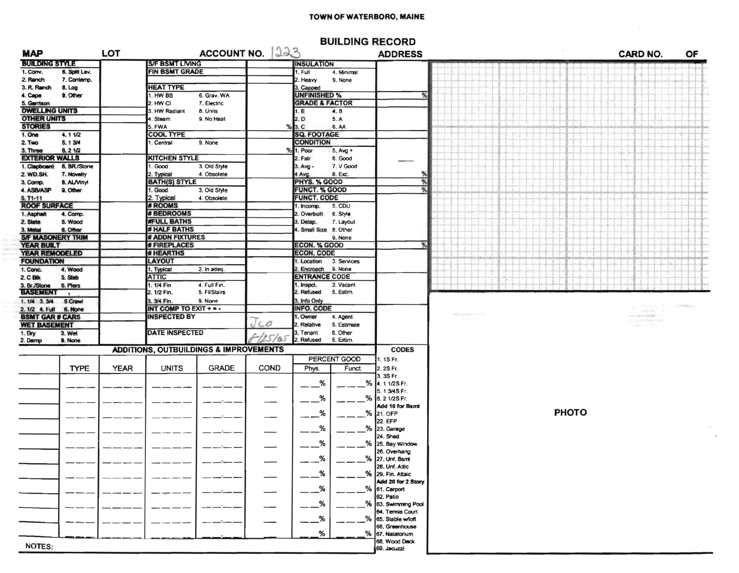**TOWN OF WATERBORO, MAINE**

## BUILDING RECORD

MAP | LOT | ACCOUNT NO. 1223 | ADDRESS | CARD NO. | OF

| | | | | | |
|---|---|---|---|---|---|
| **BUILDING STYLE** | | **S/F BSMT LIVING** | | **INSULATION** | |
| 1. Conv. 6. Split Lev. 2. Ranch 7. Contemp. 3. R. Ranch 8. Log 4. Cape 9. Other 5. Garrison | | **FIN BSMT GRADE** | | 1. Full 4. Minimal 2. Heavy 9. None 3. Capped | |
| | | **HEAT TYPE** 1. HW BB 6. Grav. WA 2. HW CI 7. Electric 3. HW Radiant 8. Units 4. Steam 9. No Heat 5. FWA | % | **UNFINISHED %** | % |
| **DWELLING UNITS** | | | | **GRADE & FACTOR** 1. E 4. B 2. D 5. A 3. C 6. AA | |
| **OTHER UNITS** | | | | | |
| **STORIES** 1. One 4. 1 1/2 2. Two 5. 1 3/4 3. Three 6. 2 1/2 | | **COOL TYPE** 1. Central 9. None | % | **SQ. FOOTAGE** | |
| | | | | **CONDITION** 1. Poor 5. Avg + 2. Fair 6. Good 3. Avg - 7. V Good 4. Avg. 8. Exc. | ___ |
| **EXTERIOR WALLS** 1. Clapboard 6. BR./Stone 2. WD.SH. 7. Novelty 3. Comp. 8. AL/Vinyl 4. ASB/ASP 9. Other 5. T1-11 | | **KITCHEN STYLE** 1. Good 3. Old Style 2. Typical 4. Obsolete | | | % |
| | | **BATH(S) STYLE** 1. Good 3. Old Style 2. Typical 4. Obsolete | | **PHYS. % GOOD** | % |
| | | | | **FUNCT. % GOOD** | % |
| **ROOF SURFACE** 1. Asphalt 4. Comp. 2. Slate 5. Wood 3. Metal 6. Other | | **# ROOMS** | | **FUNCT. CODE** 1. Incomp. 5. CDU 2. Overbuilt 6. Style 3. Delap. 7. Layout 4. Small Size 8. Other 9. None | |
| | | **# BEDROOMS** | | | |
| | | **#FULL BATHS** | | | |
| | | **# HALF BATHS** | | | |
| **S/F MASONERY TRIM** | | **# ADDN FIXTURES** | | | |
| **YEAR BUILT** | | **# FIREPLACES** | | **ECON. % GOOD** | % |
| **YEAR REMODELED** | | **# HEARTHS** | | **ECON. CODE** 1. Location 3. Services 2. Encroach 9. None | |
| **FOUNDATION** 1. Conc. 4. Wood 2. C Blk 5. Slab 3. Br./Stone 6. Piers | | **LAYOUT** 1. Typical 2. In adeq. | | | |
| | | **ATTIC** 1. 1/4 Fin 4. Full Fin. 2. 1/2 Fin. 5. Fl/Stairs 3. 3/4 Fin. 9. None | | **ENTRANCE CODE** 1. Inspct. 3. Vacant 2. Refused 5. Estim. 3. Info Only | |
| **BASEMENT** 1. 1/4 3. 3/4 5 Crawl 2. 1/2 4. Full 6. None | | | | | |
| | | **INT COMP TO EXIT + = -** | | **INFO. CODE** | |
| **BSMT GAR # CARS** | | **INSPECTED BY** | JCO | 1. Owner 4. Agent 2. Relative 5. Estimate | |
| **WET BASEMENT** 1. Dry 3. Wet 2. Damp 9. None | | **DATE INSPECTED** | 8/25/05 | 3. Tenant 6. Other 2. Refused 5. Estim. | |

### ADDITIONS, OUTBUILDINGS & IMPROVEMENTS

| | TYPE | YEAR | UNITS | GRADE | COND | PERCENT GOOD Phys. | Funct. |
|---|---|---|---|---|---|---|---|
| | | | | | | % | % |
| | | | | | | % | % |
| | | | | | | % | % |
| | | | | | | % | % |
| | | | | | | % | % |
| | | | | | | % | % |
| | | | | | | % | % |
| | | | | | | % | % |
| | | | | | | % | % |
| | | | | | | % | % |
| | | | | | | % | % |

NOTES:

**CODES**

1. 1S Fr.
2. 2S Fr.
3. 3S Fr.
4. 1 1/2S Fr.
5. 1 3/4S Fr.
6. 2 1/2S Fr.

**Add 10 for Bsmt**

21. OFP
22. EFP
23. Garage
24. Shed
25. Bay Window
26. Overhang
27. Unf. Bsmt
28. Unf. Attic
29. Fin. Attaic

**Add 20 for 2 Story**

61. Carport
62. Patio
63. Swimming Pool
64. Tennis Court
65. Stable w/loft
66. Greenhouse
67. Natatorium
68. Wood Deck
69. Jacuzzi

**PHOTO**